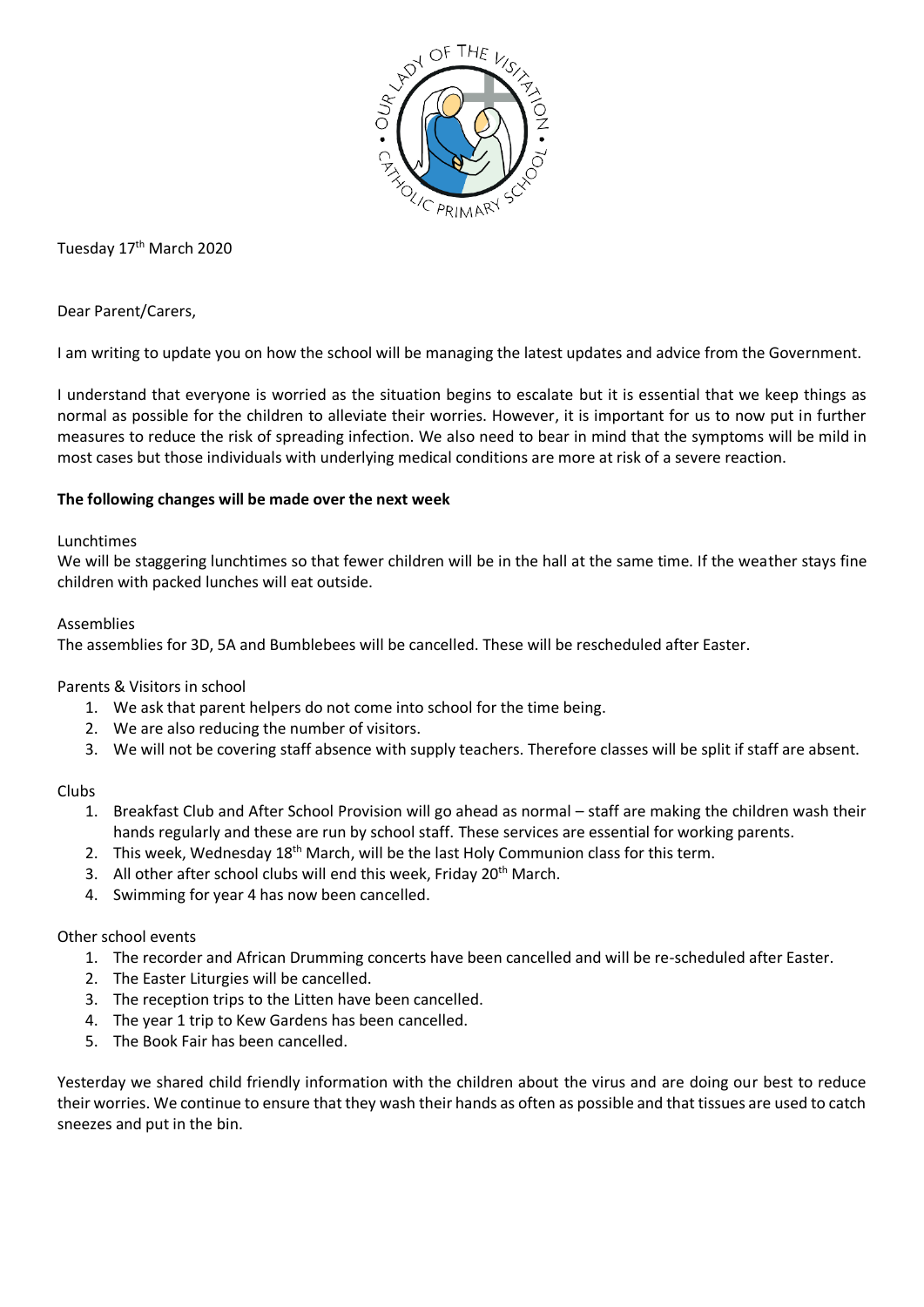Tuesday 17th March 2020

Dear Parent/Carers,

I am writing to update you on how the school will be managing the latest updates and advice from the Government.

I understand that everyone is worried as the situation begins to escalate but it is essential that we keep things as normal as possible for the children to alleviate their worries. However, it is important for us to now put in further measures to reduce the risk of spreading infection. We also need to bear in mind that the symptoms will be mild in most cases but those individuals with underlying medical conditions are more at risk of a severe reaction.

**The following changes will be made over the next week**

Lunchtimes
We will be staggering lunchtimes so that fewer children will be in the hall at the same time. If the weather stays fine children with packed lunches will eat outside.

Assemblies
The assemblies for 3D, 5A and Bumblebees will be cancelled. These will be rescheduled after Easter.

Parents & Visitors in school

1. We ask that parent helpers do not come into school for the time being.
2. We are also reducing the number of visitors.
3. We will not be covering staff absence with supply teachers. Therefore classes will be split if staff are absent.

Clubs

1. Breakfast Club and After School Provision will go ahead as normal – staff are making the children wash their hands regularly and these are run by school staff. These services are essential for working parents.
2. This week, Wednesday 18th March, will be the last Holy Communion class for this term.
3. All other after school clubs will end this week, Friday 20th March.
4. Swimming for year 4 has now been cancelled.

Other school events

1. The recorder and African Drumming concerts have been cancelled and will be re-scheduled after Easter.
2. The Easter Liturgies will be cancelled.
3. The reception trips to the Litten have been cancelled.
4. The year 1 trip to Kew Gardens has been cancelled.
5. The Book Fair has been cancelled.

Yesterday we shared child friendly information with the children about the virus and are doing our best to reduce their worries. We continue to ensure that they wash their hands as often as possible and that tissues are used to catch sneezes and put in the bin.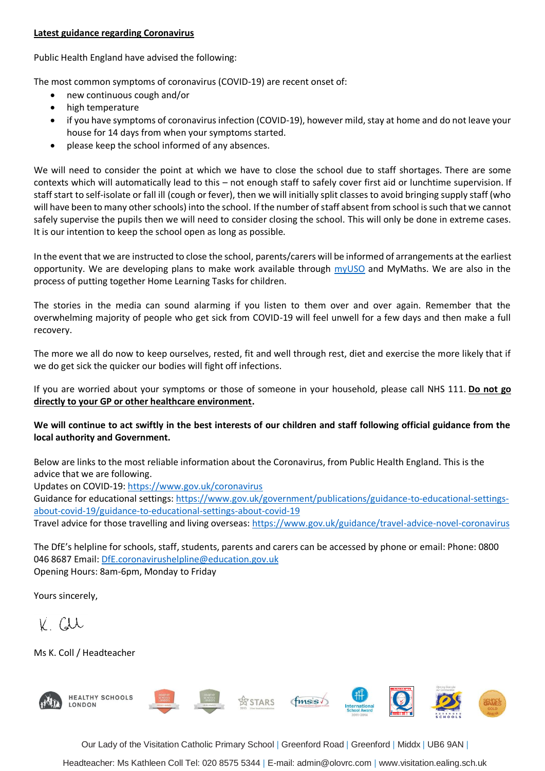**Latest guidance regarding Coronavirus**

Public Health England have advised the following:

The most common symptoms of coronavirus (COVID-19) are recent onset of:

- new continuous cough and/or
- high temperature
- if you have symptoms of coronavirus infection (COVID-19), however mild, stay at home and do not leave your house for 14 days from when your symptoms started.
- please keep the school informed of any absences.

We will need to consider the point at which we have to close the school due to staff shortages. There are some contexts which will automatically lead to this – not enough staff to safely cover first aid or lunchtime supervision. If staff start to self-isolate or fall ill (cough or fever), then we will initially split classes to avoid bringing supply staff (who will have been to many other schools) into the school. If the number of staff absent from school is such that we cannot safely supervise the pupils then we will need to consider closing the school. This will only be done in extreme cases. It is our intention to keep the school open as long as possible.

In the event that we are instructed to close the school, parents/carers will be informed of arrangements at the earliest opportunity. We are developing plans to make work available through myUSO and MyMaths. We are also in the process of putting together Home Learning Tasks for children.

The stories in the media can sound alarming if you listen to them over and over again. Remember that the overwhelming majority of people who get sick from COVID-19 will feel unwell for a few days and then make a full recovery.

The more we all do now to keep ourselves, rested, fit and well through rest, diet and exercise the more likely that if we do get sick the quicker our bodies will fight off infections.

If you are worried about your symptoms or those of someone in your household, please call NHS 111. **Do not go directly to your GP or other healthcare environment.**

**We will continue to act swiftly in the best interests of our children and staff following official guidance from the local authority and Government.**

Below are links to the most reliable information about the Coronavirus, from Public Health England. This is the advice that we are following.
Updates on COVID-19: https://www.gov.uk/coronavirus
Guidance for educational settings: https://www.gov.uk/government/publications/guidance-to-educational-settings-about-covid-19/guidance-to-educational-settings-about-covid-19
Travel advice for those travelling and living overseas: https://www.gov.uk/guidance/travel-advice-novel-coronavirus

The DfE's helpline for schools, staff, students, parents and carers can be accessed by phone or email: Phone: 0800 046 8687 Email: DfE.coronavirushelpline@education.gov.uk
Opening Hours: 8am-6pm, Monday to Friday

Yours sincerely,

K. Coll

Ms K. Coll / Headteacher

Our Lady of the Visitation Catholic Primary School | Greenford Road | Greenford | Middx | UB6 9AN |

Headteacher: Ms Kathleen Coll Tel: 020 8575 5344 | E-mail: admin@olovrc.com | www.visitation.ealing.sch.uk